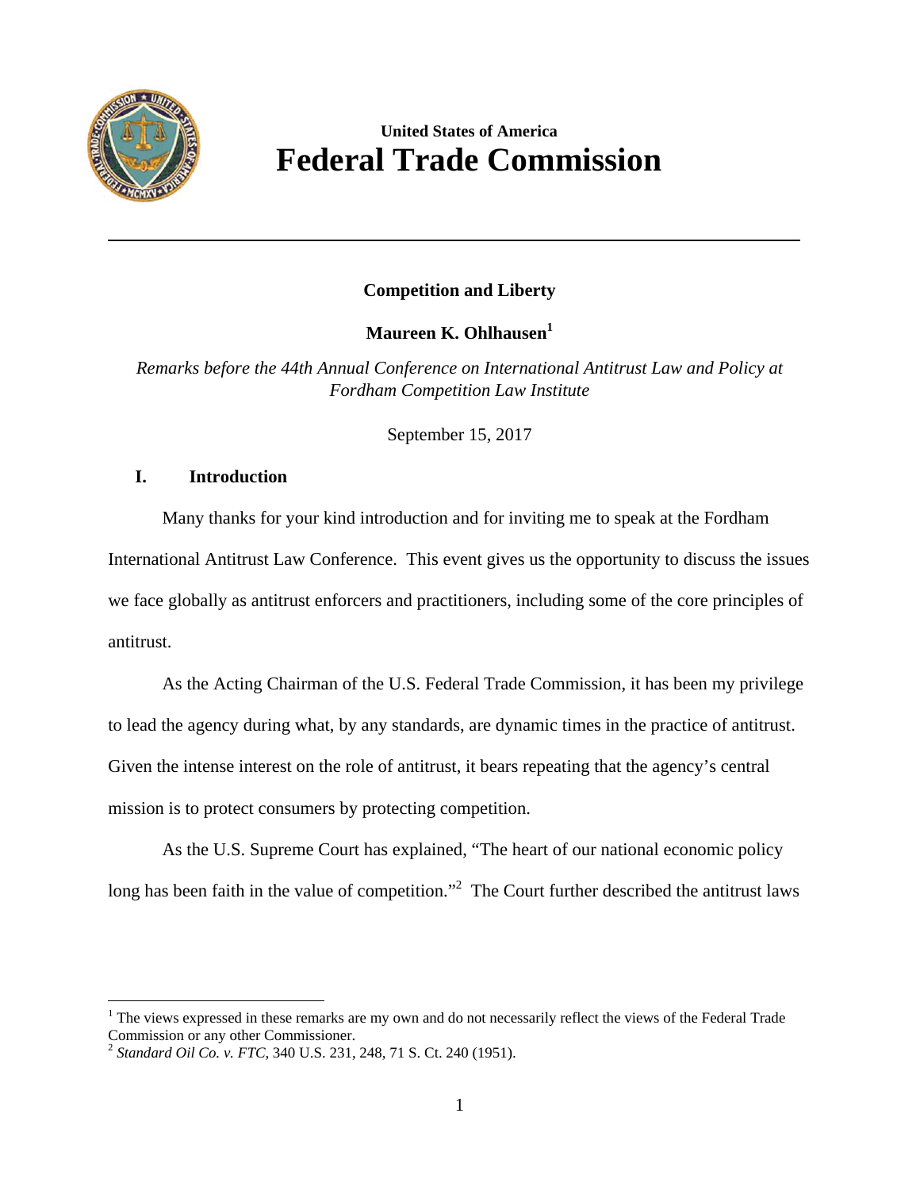United States of America

# Federal Trade Commission

---

**Competition and Liberty**

**Maureen K. Ohlhausen[1]**

*Remarks before the 44th Annual Conference on International Antitrust Law and Policy at Fordham Competition Law Institute*

September 15, 2017

## I. Introduction

Many thanks for your kind introduction and for inviting me to speak at the Fordham International Antitrust Law Conference. This event gives us the opportunity to discuss the issues we face globally as antitrust enforcers and practitioners, including some of the core principles of antitrust.

As the Acting Chairman of the U.S. Federal Trade Commission, it has been my privilege to lead the agency during what, by any standards, are dynamic times in the practice of antitrust. Given the intense interest on the role of antitrust, it bears repeating that the agency's central mission is to protect consumers by protecting competition.

As the U.S. Supreme Court has explained, "The heart of our national economic policy long has been faith in the value of competition."[2] The Court further described the antitrust laws

---

[1] The views expressed in these remarks are my own and do not necessarily reflect the views of the Federal Trade Commission or any other Commissioner.

[2] *Standard Oil Co. v. FTC*, 340 U.S. 231, 248, 71 S. Ct. 240 (1951).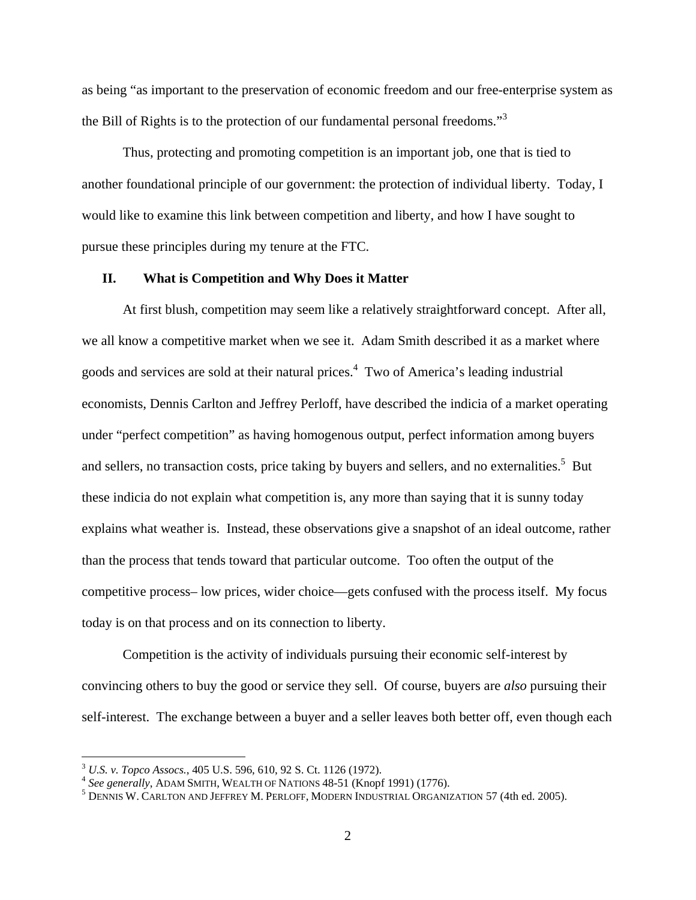as being "as important to the preservation of economic freedom and our free-enterprise system as the Bill of Rights is to the protection of our fundamental personal freedoms."[3]

Thus, protecting and promoting competition is an important job, one that is tied to another foundational principle of our government: the protection of individual liberty. Today, I would like to examine this link between competition and liberty, and how I have sought to pursue these principles during my tenure at the FTC.

## II. What is Competition and Why Does it Matter

At first blush, competition may seem like a relatively straightforward concept. After all, we all know a competitive market when we see it. Adam Smith described it as a market where goods and services are sold at their natural prices.[4] Two of America's leading industrial economists, Dennis Carlton and Jeffrey Perloff, have described the indicia of a market operating under "perfect competition" as having homogenous output, perfect information among buyers and sellers, no transaction costs, price taking by buyers and sellers, and no externalities.[5] But these indicia do not explain what competition is, any more than saying that it is sunny today explains what weather is. Instead, these observations give a snapshot of an ideal outcome, rather than the process that tends toward that particular outcome. Too often the output of the competitive process– low prices, wider choice—gets confused with the process itself. My focus today is on that process and on its connection to liberty.

Competition is the activity of individuals pursuing their economic self-interest by convincing others to buy the good or service they sell. Of course, buyers are *also* pursuing their self-interest. The exchange between a buyer and a seller leaves both better off, even though each

---

[3] *U.S. v. Topco Assocs.*, 405 U.S. 596, 610, 92 S. Ct. 1126 (1972).

[4] *See generally*, ADAM SMITH, WEALTH OF NATIONS 48-51 (Knopf 1991) (1776).

[5] DENNIS W. CARLTON AND JEFFREY M. PERLOFF, MODERN INDUSTRIAL ORGANIZATION 57 (4th ed. 2005).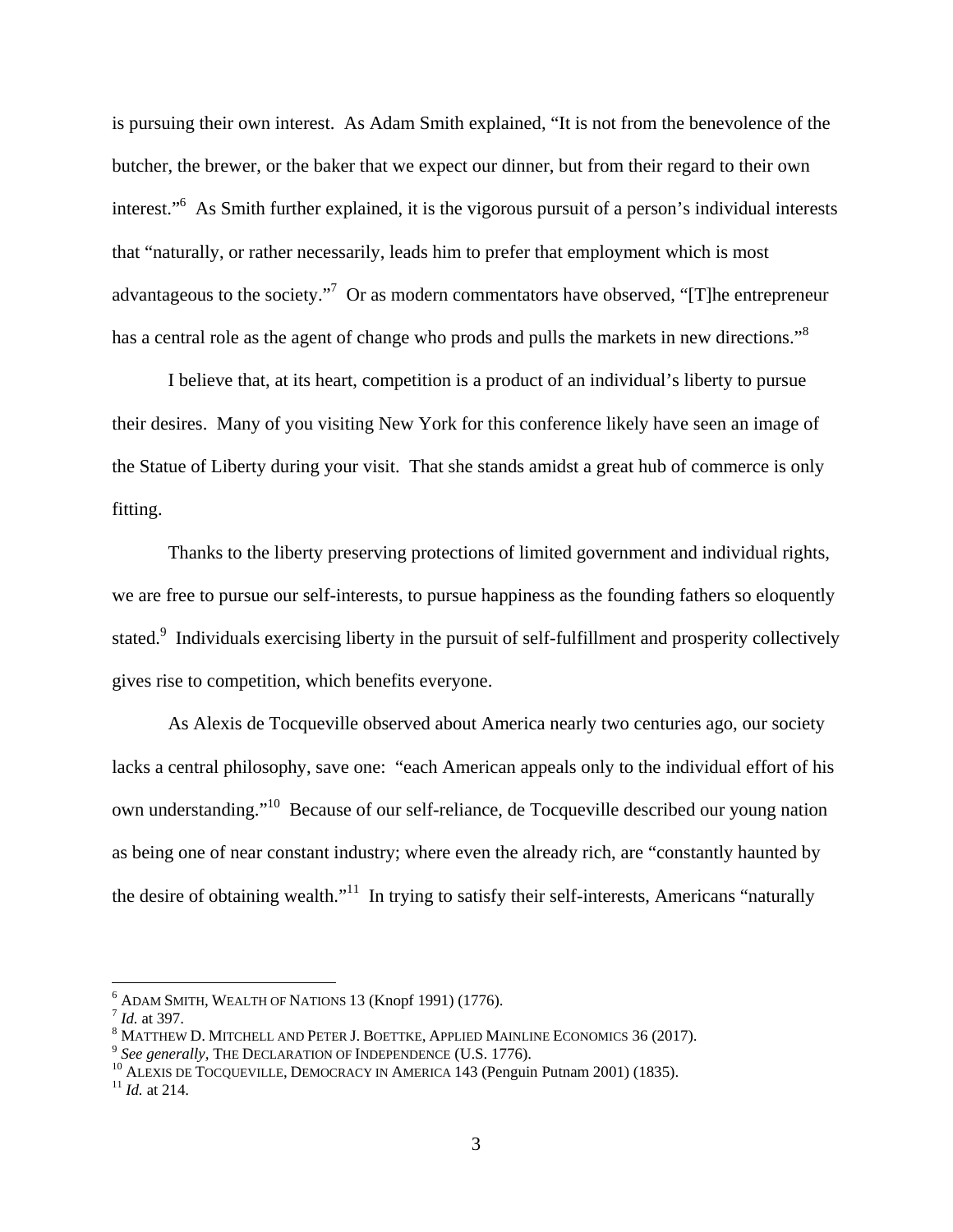is pursuing their own interest. As Adam Smith explained, "It is not from the benevolence of the butcher, the brewer, or the baker that we expect our dinner, but from their regard to their own interest."[6] As Smith further explained, it is the vigorous pursuit of a person's individual interests that "naturally, or rather necessarily, leads him to prefer that employment which is most advantageous to the society."[7] Or as modern commentators have observed, "[T]he entrepreneur has a central role as the agent of change who prods and pulls the markets in new directions."[8]

I believe that, at its heart, competition is a product of an individual's liberty to pursue their desires. Many of you visiting New York for this conference likely have seen an image of the Statue of Liberty during your visit. That she stands amidst a great hub of commerce is only fitting.

Thanks to the liberty preserving protections of limited government and individual rights, we are free to pursue our self-interests, to pursue happiness as the founding fathers so eloquently stated.[9] Individuals exercising liberty in the pursuit of self-fulfillment and prosperity collectively gives rise to competition, which benefits everyone.

As Alexis de Tocqueville observed about America nearly two centuries ago, our society lacks a central philosophy, save one: "each American appeals only to the individual effort of his own understanding."[10] Because of our self-reliance, de Tocqueville described our young nation as being one of near constant industry; where even the already rich, are "constantly haunted by the desire of obtaining wealth."[11] In trying to satisfy their self-interests, Americans "naturally

---

[6] ADAM SMITH, WEALTH OF NATIONS 13 (Knopf 1991) (1776).
[7] *Id.* at 397.
[8] MATTHEW D. MITCHELL AND PETER J. BOETTKE, APPLIED MAINLINE ECONOMICS 36 (2017).
[9] *See generally*, THE DECLARATION OF INDEPENDENCE (U.S. 1776).
[10] ALEXIS DE TOCQUEVILLE, DEMOCRACY IN AMERICA 143 (Penguin Putnam 2001) (1835).
[11] *Id.* at 214.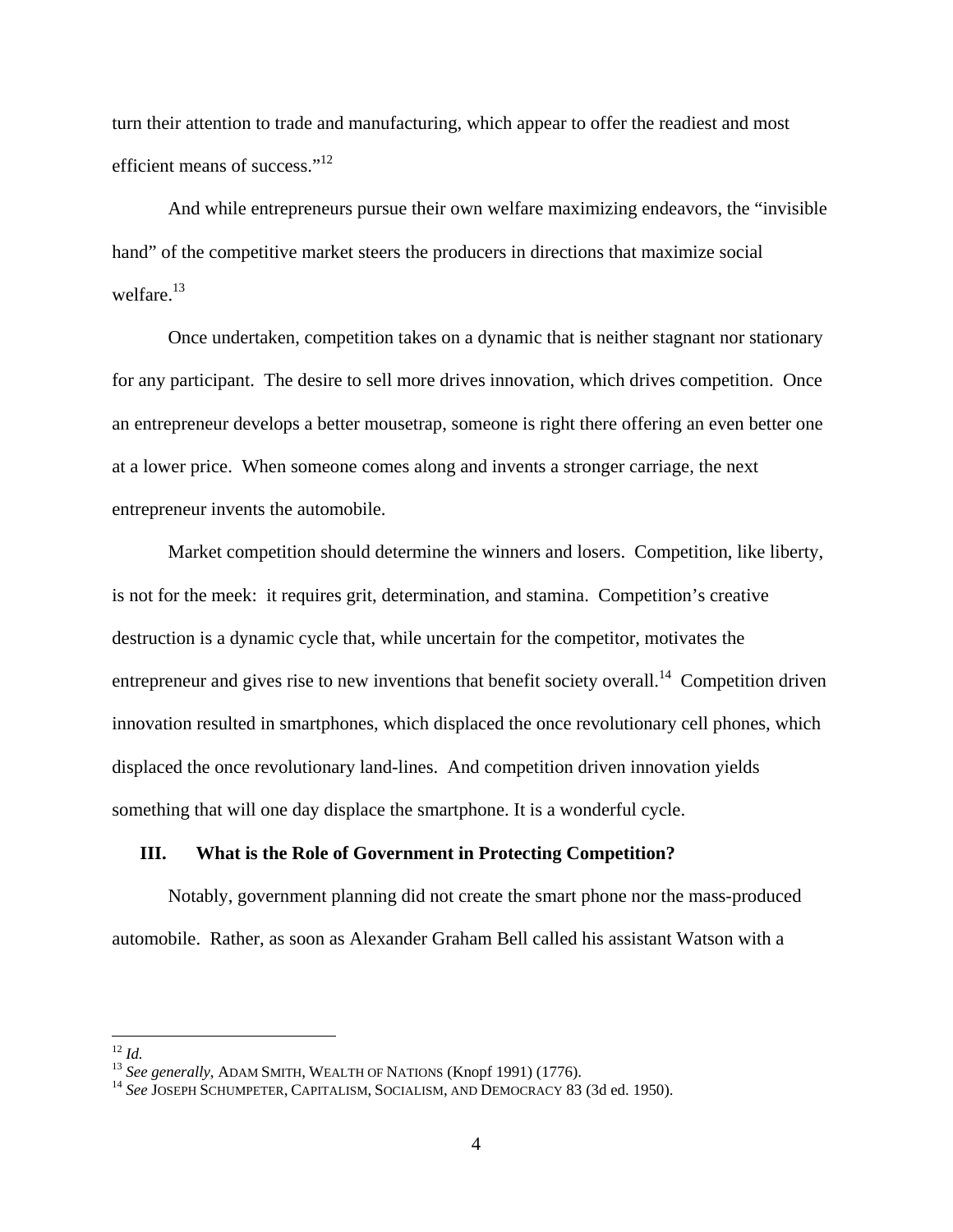turn their attention to trade and manufacturing, which appear to offer the readiest and most efficient means of success."[12]

And while entrepreneurs pursue their own welfare maximizing endeavors, the "invisible hand" of the competitive market steers the producers in directions that maximize social welfare.[13]

Once undertaken, competition takes on a dynamic that is neither stagnant nor stationary for any participant. The desire to sell more drives innovation, which drives competition. Once an entrepreneur develops a better mousetrap, someone is right there offering an even better one at a lower price. When someone comes along and invents a stronger carriage, the next entrepreneur invents the automobile.

Market competition should determine the winners and losers. Competition, like liberty, is not for the meek: it requires grit, determination, and stamina. Competition's creative destruction is a dynamic cycle that, while uncertain for the competitor, motivates the entrepreneur and gives rise to new inventions that benefit society overall.[14] Competition driven innovation resulted in smartphones, which displaced the once revolutionary cell phones, which displaced the once revolutionary land-lines. And competition driven innovation yields something that will one day displace the smartphone. It is a wonderful cycle.

### III. What is the Role of Government in Protecting Competition?

Notably, government planning did not create the smart phone nor the mass-produced automobile. Rather, as soon as Alexander Graham Bell called his assistant Watson with a

---

[12] *Id.*

[13] *See generally*, ADAM SMITH, WEALTH OF NATIONS (Knopf 1991) (1776).

[14] *See* JOSEPH SCHUMPETER, CAPITALISM, SOCIALISM, AND DEMOCRACY 83 (3d ed. 1950).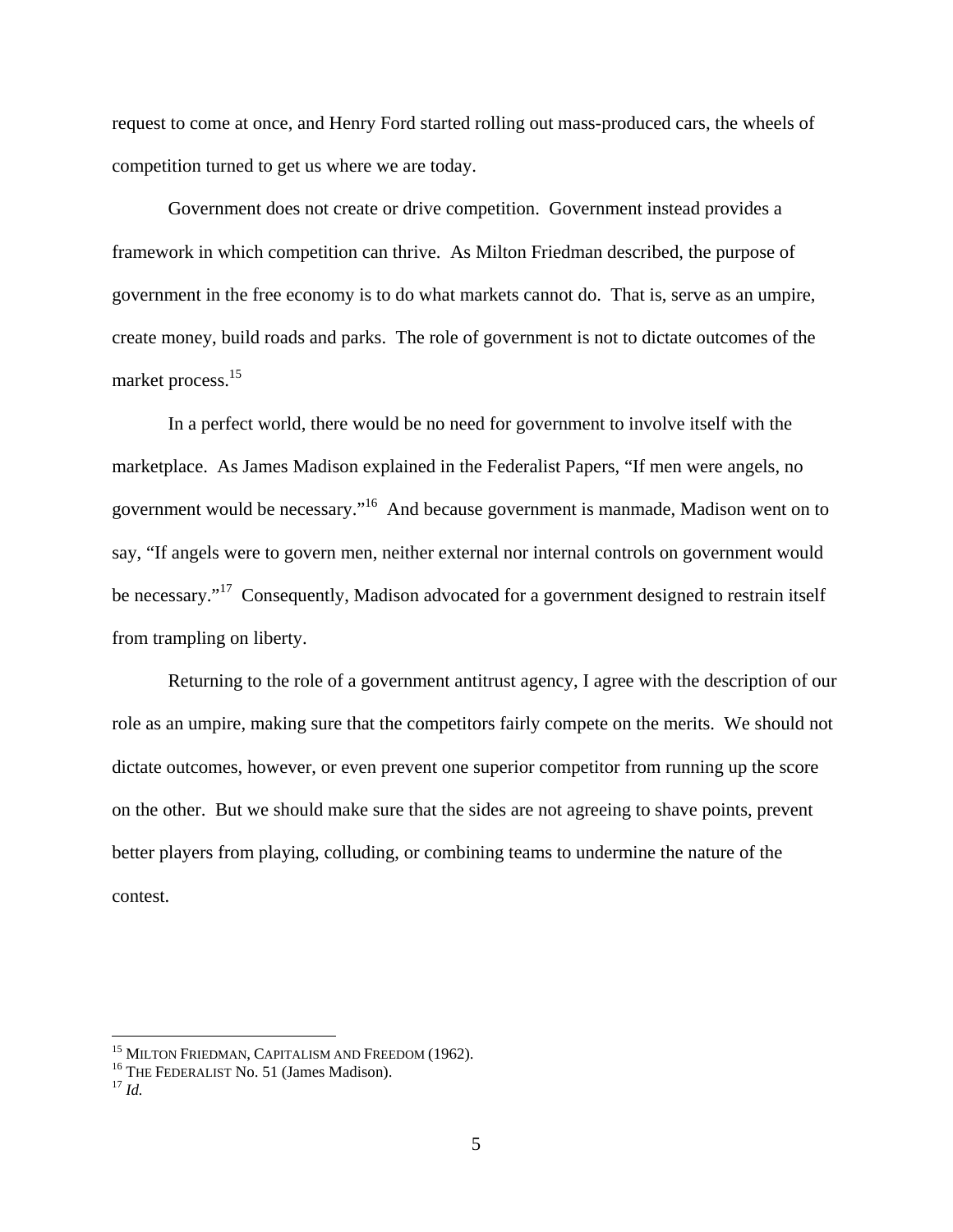request to come at once, and Henry Ford started rolling out mass-produced cars, the wheels of competition turned to get us where we are today.

Government does not create or drive competition. Government instead provides a framework in which competition can thrive. As Milton Friedman described, the purpose of government in the free economy is to do what markets cannot do. That is, serve as an umpire, create money, build roads and parks. The role of government is not to dictate outcomes of the market process.[15]

In a perfect world, there would be no need for government to involve itself with the marketplace. As James Madison explained in the Federalist Papers, "If men were angels, no government would be necessary."[16] And because government is manmade, Madison went on to say, "If angels were to govern men, neither external nor internal controls on government would be necessary."[17] Consequently, Madison advocated for a government designed to restrain itself from trampling on liberty.

Returning to the role of a government antitrust agency, I agree with the description of our role as an umpire, making sure that the competitors fairly compete on the merits. We should not dictate outcomes, however, or even prevent one superior competitor from running up the score on the other. But we should make sure that the sides are not agreeing to shave points, prevent better players from playing, colluding, or combining teams to undermine the nature of the contest.

---

[15] MILTON FRIEDMAN, CAPITALISM AND FREEDOM (1962).

[16] THE FEDERALIST No. 51 (James Madison).

[17] *Id.*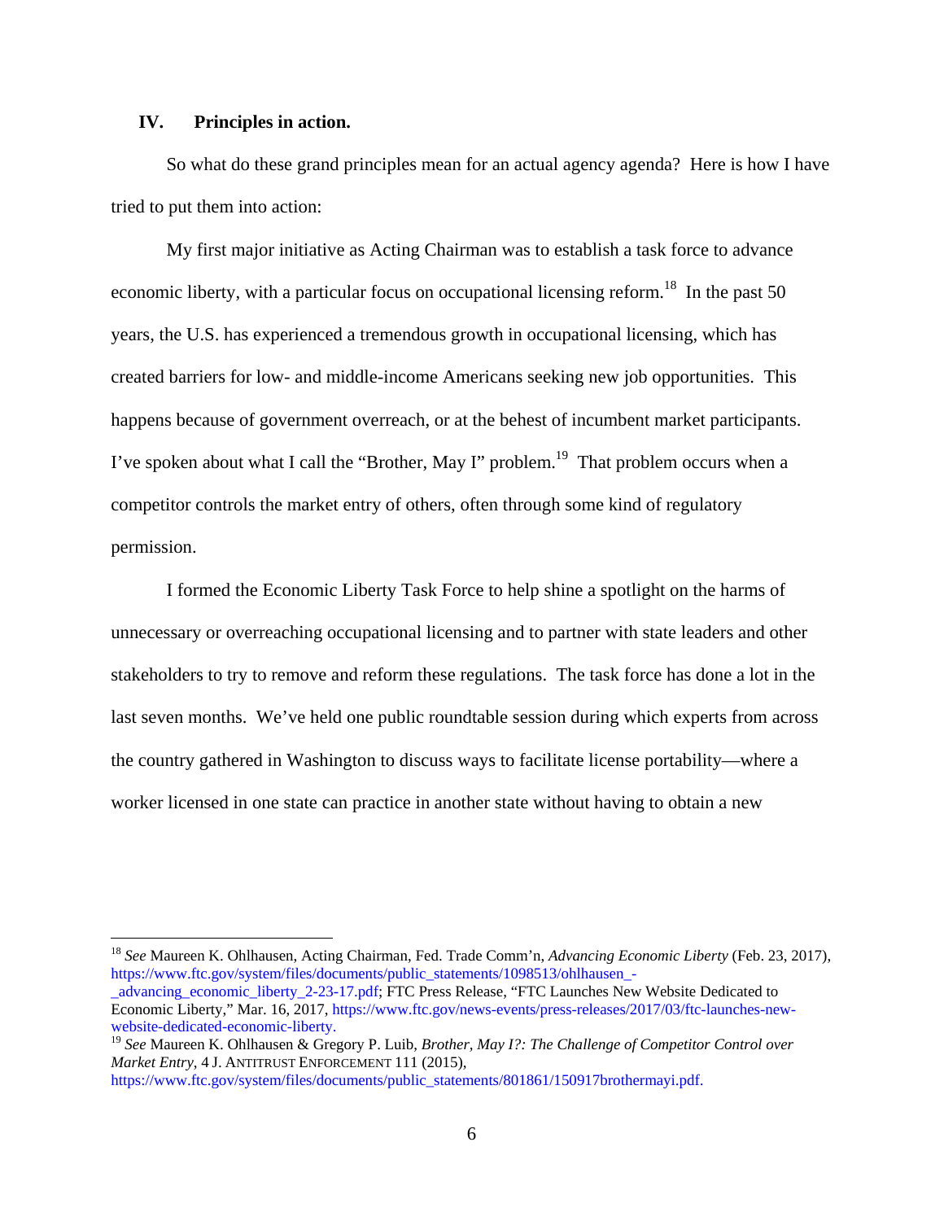## IV. Principles in action.

So what do these grand principles mean for an actual agency agenda? Here is how I have tried to put them into action:

My first major initiative as Acting Chairman was to establish a task force to advance economic liberty, with a particular focus on occupational licensing reform.[18] In the past 50 years, the U.S. has experienced a tremendous growth in occupational licensing, which has created barriers for low- and middle-income Americans seeking new job opportunities. This happens because of government overreach, or at the behest of incumbent market participants. I've spoken about what I call the "Brother, May I" problem.[19] That problem occurs when a competitor controls the market entry of others, often through some kind of regulatory permission.

I formed the Economic Liberty Task Force to help shine a spotlight on the harms of unnecessary or overreaching occupational licensing and to partner with state leaders and other stakeholders to try to remove and reform these regulations. The task force has done a lot in the last seven months. We've held one public roundtable session during which experts from across the country gathered in Washington to discuss ways to facilitate license portability—where a worker licensed in one state can practice in another state without having to obtain a new

---

[18] *See* Maureen K. Ohlhausen, Acting Chairman, Fed. Trade Comm'n, *Advancing Economic Liberty* (Feb. 23, 2017), https://www.ftc.gov/system/files/documents/public_statements/1098513/ohlhausen_-_advancing_economic_liberty_2-23-17.pdf; FTC Press Release, "FTC Launches New Website Dedicated to Economic Liberty," Mar. 16, 2017, https://www.ftc.gov/news-events/press-releases/2017/03/ftc-launches-new-website-dedicated-economic-liberty.

[19] *See* Maureen K. Ohlhausen & Gregory P. Luib, *Brother, May I?: The Challenge of Competitor Control over Market Entry*, 4 J. ANTITRUST ENFORCEMENT 111 (2015), https://www.ftc.gov/system/files/documents/public_statements/801861/150917brothermayi.pdf.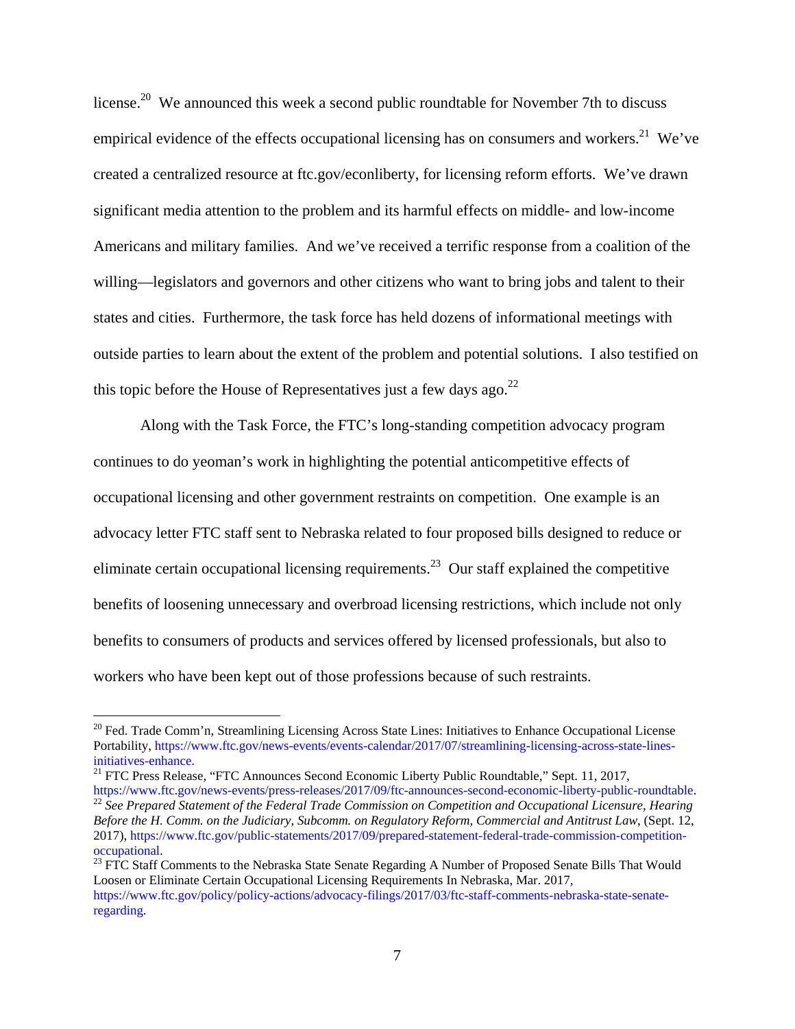license.[20] We announced this week a second public roundtable for November 7th to discuss empirical evidence of the effects occupational licensing has on consumers and workers.[21] We've created a centralized resource at ftc.gov/econliberty, for licensing reform efforts. We've drawn significant media attention to the problem and its harmful effects on middle- and low-income Americans and military families. And we've received a terrific response from a coalition of the willing—legislators and governors and other citizens who want to bring jobs and talent to their states and cities. Furthermore, the task force has held dozens of informational meetings with outside parties to learn about the extent of the problem and potential solutions. I also testified on this topic before the House of Representatives just a few days ago.[22]

Along with the Task Force, the FTC's long-standing competition advocacy program continues to do yeoman's work in highlighting the potential anticompetitive effects of occupational licensing and other government restraints on competition. One example is an advocacy letter FTC staff sent to Nebraska related to four proposed bills designed to reduce or eliminate certain occupational licensing requirements.[23] Our staff explained the competitive benefits of loosening unnecessary and overbroad licensing restrictions, which include not only benefits to consumers of products and services offered by licensed professionals, but also to workers who have been kept out of those professions because of such restraints.

---

[20] Fed. Trade Comm'n, Streamlining Licensing Across State Lines: Initiatives to Enhance Occupational License Portability, https://www.ftc.gov/news-events/events-calendar/2017/07/streamlining-licensing-across-state-lines-initiatives-enhance.

[21] FTC Press Release, "FTC Announces Second Economic Liberty Public Roundtable," Sept. 11, 2017, https://www.ftc.gov/news-events/press-releases/2017/09/ftc-announces-second-economic-liberty-public-roundtable.

[22] *See Prepared Statement of the Federal Trade Commission on Competition and Occupational Licensure, Hearing Before the H. Comm. on the Judiciary, Subcomm. on Regulatory Reform, Commercial and Antitrust Law*, (Sept. 12, 2017), https://www.ftc.gov/public-statements/2017/09/prepared-statement-federal-trade-commission-competition-occupational.

[23] FTC Staff Comments to the Nebraska State Senate Regarding A Number of Proposed Senate Bills That Would Loosen or Eliminate Certain Occupational Licensing Requirements In Nebraska, Mar. 2017, https://www.ftc.gov/policy/policy-actions/advocacy-filings/2017/03/ftc-staff-comments-nebraska-state-senate-regarding.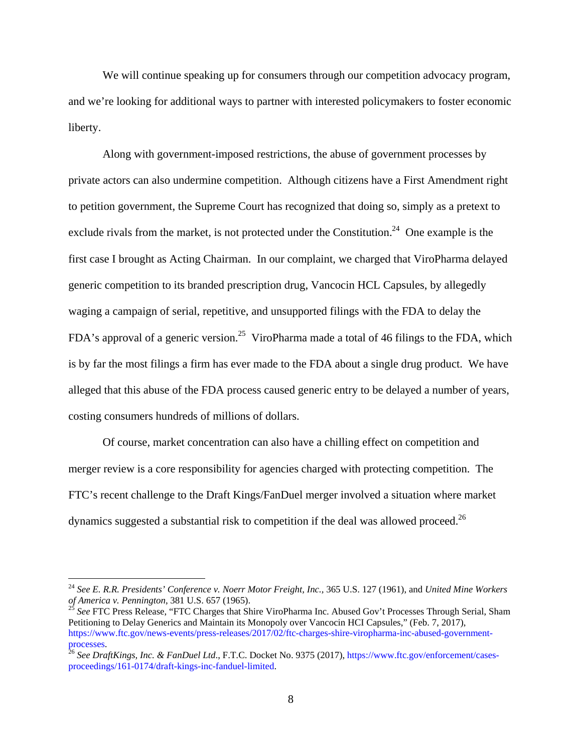We will continue speaking up for consumers through our competition advocacy program, and we're looking for additional ways to partner with interested policymakers to foster economic liberty.

Along with government-imposed restrictions, the abuse of government processes by private actors can also undermine competition. Although citizens have a First Amendment right to petition government, the Supreme Court has recognized that doing so, simply as a pretext to exclude rivals from the market, is not protected under the Constitution.[24] One example is the first case I brought as Acting Chairman. In our complaint, we charged that ViroPharma delayed generic competition to its branded prescription drug, Vancocin HCL Capsules, by allegedly waging a campaign of serial, repetitive, and unsupported filings with the FDA to delay the FDA's approval of a generic version.[25] ViroPharma made a total of 46 filings to the FDA, which is by far the most filings a firm has ever made to the FDA about a single drug product. We have alleged that this abuse of the FDA process caused generic entry to be delayed a number of years, costing consumers hundreds of millions of dollars.

Of course, market concentration can also have a chilling effect on competition and merger review is a core responsibility for agencies charged with protecting competition. The FTC's recent challenge to the Draft Kings/FanDuel merger involved a situation where market dynamics suggested a substantial risk to competition if the deal was allowed proceed.[26]

---

[24] *See E. R.R. Presidents' Conference v. Noerr Motor Freight, Inc.*, 365 U.S. 127 (1961), and *United Mine Workers of America v. Pennington*, 381 U.S. 657 (1965).

[25] *See* FTC Press Release, "FTC Charges that Shire ViroPharma Inc. Abused Gov't Processes Through Serial, Sham Petitioning to Delay Generics and Maintain its Monopoly over Vancocin HCI Capsules," (Feb. 7, 2017), https://www.ftc.gov/news-events/press-releases/2017/02/ftc-charges-shire-viropharma-inc-abused-government-processes.

[26] *See DraftKings, Inc. & FanDuel Ltd*., F.T.C. Docket No. 9375 (2017), https://www.ftc.gov/enforcement/cases-proceedings/161-0174/draft-kings-inc-fanduel-limited.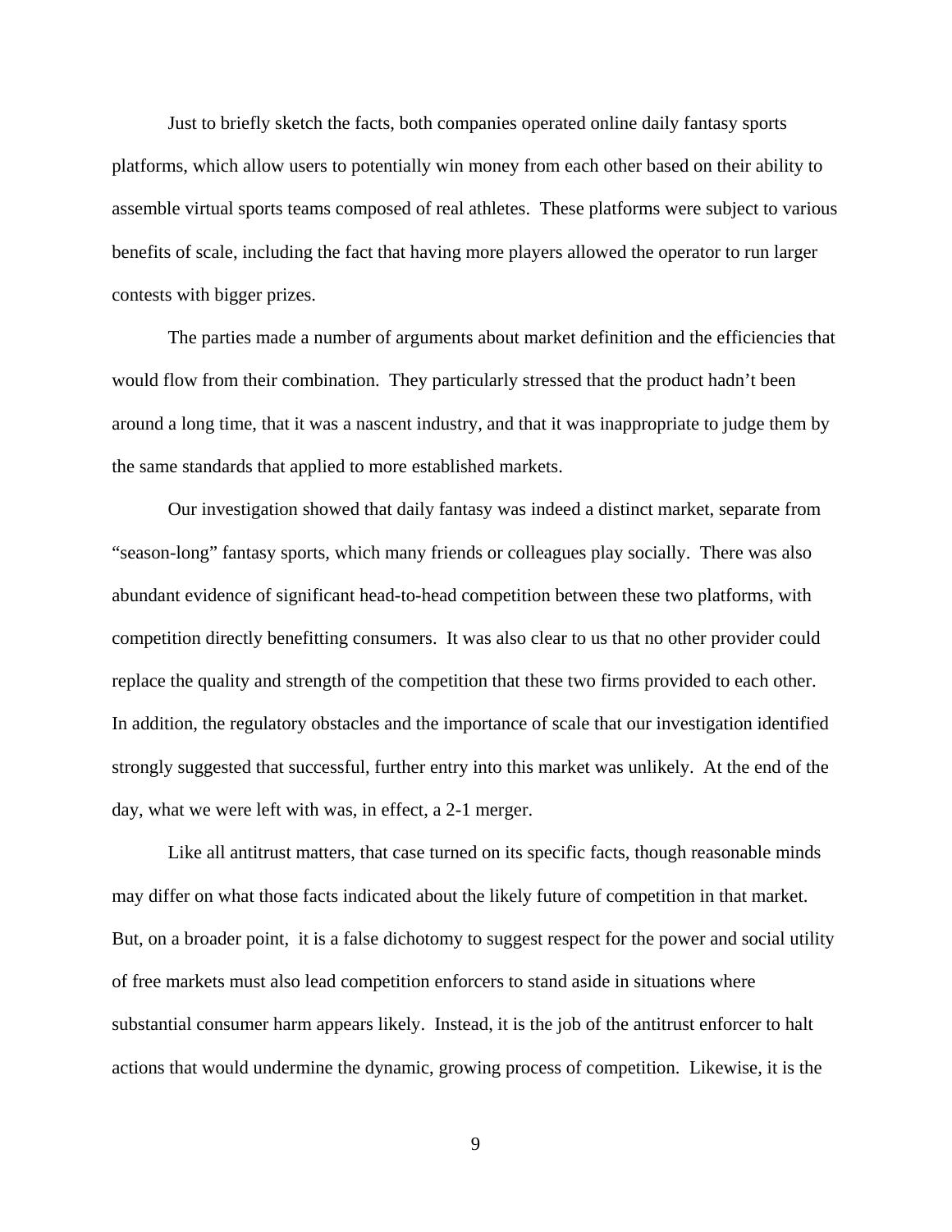Just to briefly sketch the facts, both companies operated online daily fantasy sports platforms, which allow users to potentially win money from each other based on their ability to assemble virtual sports teams composed of real athletes. These platforms were subject to various benefits of scale, including the fact that having more players allowed the operator to run larger contests with bigger prizes.

The parties made a number of arguments about market definition and the efficiencies that would flow from their combination. They particularly stressed that the product hadn't been around a long time, that it was a nascent industry, and that it was inappropriate to judge them by the same standards that applied to more established markets.

Our investigation showed that daily fantasy was indeed a distinct market, separate from "season-long" fantasy sports, which many friends or colleagues play socially. There was also abundant evidence of significant head-to-head competition between these two platforms, with competition directly benefitting consumers. It was also clear to us that no other provider could replace the quality and strength of the competition that these two firms provided to each other. In addition, the regulatory obstacles and the importance of scale that our investigation identified strongly suggested that successful, further entry into this market was unlikely. At the end of the day, what we were left with was, in effect, a 2-1 merger.

Like all antitrust matters, that case turned on its specific facts, though reasonable minds may differ on what those facts indicated about the likely future of competition in that market. But, on a broader point, it is a false dichotomy to suggest respect for the power and social utility of free markets must also lead competition enforcers to stand aside in situations where substantial consumer harm appears likely. Instead, it is the job of the antitrust enforcer to halt actions that would undermine the dynamic, growing process of competition. Likewise, it is the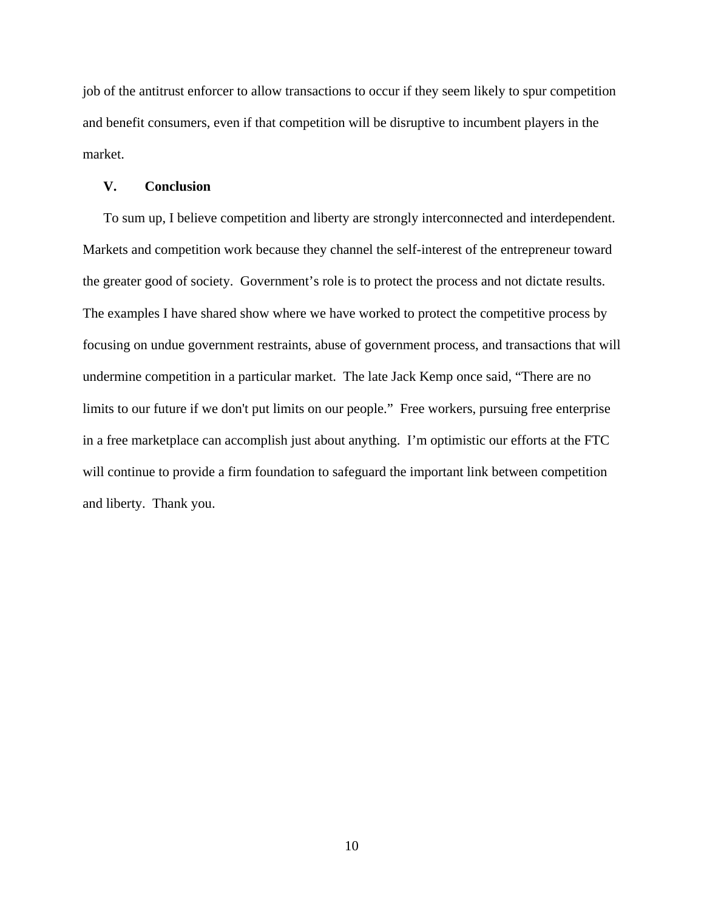job of the antitrust enforcer to allow transactions to occur if they seem likely to spur competition and benefit consumers, even if that competition will be disruptive to incumbent players in the market.

## V. Conclusion

To sum up, I believe competition and liberty are strongly interconnected and interdependent. Markets and competition work because they channel the self-interest of the entrepreneur toward the greater good of society. Government's role is to protect the process and not dictate results. The examples I have shared show where we have worked to protect the competitive process by focusing on undue government restraints, abuse of government process, and transactions that will undermine competition in a particular market. The late Jack Kemp once said, "There are no limits to our future if we don't put limits on our people." Free workers, pursuing free enterprise in a free marketplace can accomplish just about anything. I'm optimistic our efforts at the FTC will continue to provide a firm foundation to safeguard the important link between competition and liberty. Thank you.